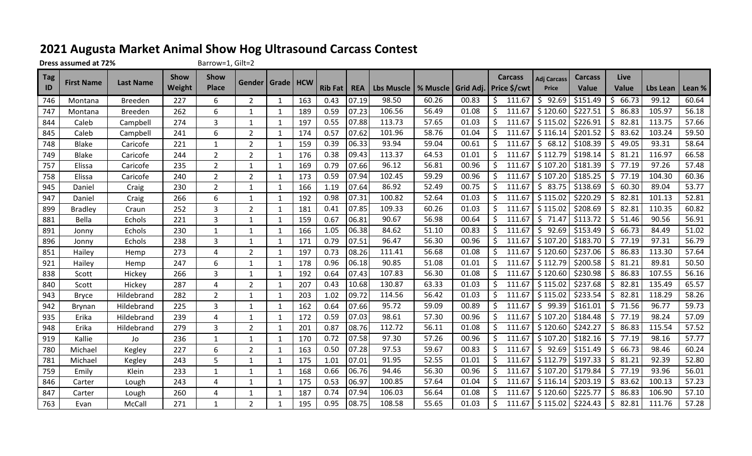# 2021 Augusta Market Animal Show Hog Ultrasound Carcass Contest

**Dress assumed at 72%** Barrow=1, Gilt=2

| Tag ID | First Name | Last Name | Show Weight | Show Place | Gender | Grade | HCW | Rib Fat | REA | Lbs Muscle | % Muscle | Grid Adj. | Carcass Price $/cwt | Adj Carcass Price | Carcass Value | Live Value | Lbs Lean | Lean % |
|---|---|---|---|---|---|---|---|---|---|---|---|---|---|---|---|---|---|---|
| 746 | Montana | Breeden | 227 | 6 | 2 | 1 | 163 | 0.43 | 07.19 | 98.50 | 60.26 | 00.83 | $ 111.67 | $ 92.69 | $151.49 | $ 66.73 | 99.12 | 60.64 |
| 747 | Montana | Breeden | 262 | 6 | 1 | 1 | 189 | 0.59 | 07.23 | 106.56 | 56.49 | 01.08 | $ 111.67 | $ 120.60 | $227.51 | $ 86.83 | 105.97 | 56.18 |
| 844 | Caleb | Campbell | 274 | 3 | 1 | 1 | 197 | 0.55 | 07.88 | 113.73 | 57.65 | 01.03 | $ 111.67 | $ 115.02 | $226.91 | $ 82.81 | 113.75 | 57.66 |
| 845 | Caleb | Campbell | 241 | 6 | 2 | 1 | 174 | 0.57 | 07.62 | 101.96 | 58.76 | 01.04 | $ 111.67 | $ 116.14 | $201.52 | $ 83.62 | 103.24 | 59.50 |
| 748 | Blake | Caricofe | 221 | 1 | 2 | 1 | 159 | 0.39 | 06.33 | 93.94 | 59.04 | 00.61 | $ 111.67 | $ 68.12 | $108.39 | $ 49.05 | 93.31 | 58.64 |
| 749 | Blake | Caricofe | 244 | 2 | 2 | 1 | 176 | 0.38 | 09.43 | 113.37 | 64.53 | 01.01 | $ 111.67 | $ 112.79 | $198.14 | $ 81.21 | 116.97 | 66.58 |
| 757 | Elissa | Caricofe | 235 | 2 | 1 | 1 | 169 | 0.79 | 07.66 | 96.12 | 56.81 | 00.96 | $ 111.67 | $ 107.20 | $181.39 | $ 77.19 | 97.26 | 57.48 |
| 758 | Elissa | Caricofe | 240 | 2 | 2 | 1 | 173 | 0.59 | 07.94 | 102.45 | 59.29 | 00.96 | $ 111.67 | $ 107.20 | $185.25 | $ 77.19 | 104.30 | 60.36 |
| 945 | Daniel | Craig | 230 | 2 | 1 | 1 | 166 | 1.19 | 07.64 | 86.92 | 52.49 | 00.75 | $ 111.67 | $ 83.75 | $138.69 | $ 60.30 | 89.04 | 53.77 |
| 947 | Daniel | Craig | 266 | 6 | 1 | 1 | 192 | 0.98 | 07.31 | 100.82 | 52.64 | 01.03 | $ 111.67 | $ 115.02 | $220.29 | $ 82.81 | 101.13 | 52.81 |
| 899 | Bradley | Craun | 252 | 3 | 2 | 1 | 181 | 0.41 | 07.85 | 109.33 | 60.26 | 01.03 | $ 111.67 | $ 115.02 | $208.69 | $ 82.81 | 110.35 | 60.82 |
| 881 | Bella | Echols | 221 | 3 | 1 | 1 | 159 | 0.67 | 06.81 | 90.67 | 56.98 | 00.64 | $ 111.67 | $ 71.47 | $113.72 | $ 51.46 | 90.56 | 56.91 |
| 891 | Jonny | Echols | 230 | 1 | 1 | 1 | 166 | 1.05 | 06.38 | 84.62 | 51.10 | 00.83 | $ 111.67 | $ 92.69 | $153.49 | $ 66.73 | 84.49 | 51.02 |
| 896 | Jonny | Echols | 238 | 3 | 1 | 1 | 171 | 0.79 | 07.51 | 96.47 | 56.30 | 00.96 | $ 111.67 | $ 107.20 | $183.70 | $ 77.19 | 97.31 | 56.79 |
| 851 | Hailey | Hemp | 273 | 4 | 2 | 1 | 197 | 0.73 | 08.26 | 111.41 | 56.68 | 01.08 | $ 111.67 | $ 120.60 | $237.06 | $ 86.83 | 113.30 | 57.64 |
| 921 | Hailey | Hemp | 247 | 6 | 1 | 1 | 178 | 0.96 | 06.18 | 90.85 | 51.08 | 01.01 | $ 111.67 | $ 112.79 | $200.58 | $ 81.21 | 89.81 | 50.50 |
| 838 | Scott | Hickey | 266 | 3 | 1 | 1 | 192 | 0.64 | 07.43 | 107.83 | 56.30 | 01.08 | $ 111.67 | $ 120.60 | $230.98 | $ 86.83 | 107.55 | 56.16 |
| 840 | Scott | Hickey | 287 | 4 | 2 | 1 | 207 | 0.43 | 10.68 | 130.87 | 63.33 | 01.03 | $ 111.67 | $ 115.02 | $237.68 | $ 82.81 | 135.49 | 65.57 |
| 943 | Bryce | Hildebrand | 282 | 2 | 1 | 1 | 203 | 1.02 | 09.72 | 114.56 | 56.42 | 01.03 | $ 111.67 | $ 115.02 | $233.54 | $ 82.81 | 118.29 | 58.26 |
| 942 | Brynan | Hildebrand | 225 | 3 | 1 | 1 | 162 | 0.64 | 07.66 | 95.72 | 59.09 | 00.89 | $ 111.67 | $ 99.39 | $161.01 | $ 71.56 | 96.77 | 59.73 |
| 935 | Erika | Hildebrand | 239 | 4 | 1 | 1 | 172 | 0.59 | 07.03 | 98.61 | 57.30 | 00.96 | $ 111.67 | $ 107.20 | $184.48 | $ 77.19 | 98.24 | 57.09 |
| 948 | Erika | Hildebrand | 279 | 3 | 2 | 1 | 201 | 0.87 | 08.76 | 112.72 | 56.11 | 01.08 | $ 111.67 | $ 120.60 | $242.27 | $ 86.83 | 115.54 | 57.52 |
| 919 | Kallie | Jo | 236 | 1 | 1 | 1 | 170 | 0.72 | 07.58 | 97.30 | 57.26 | 00.96 | $ 111.67 | $ 107.20 | $182.16 | $ 77.19 | 98.16 | 57.77 |
| 780 | Michael | Kegley | 227 | 6 | 2 | 1 | 163 | 0.50 | 07.28 | 97.53 | 59.67 | 00.83 | $ 111.67 | $ 92.69 | $151.49 | $ 66.73 | 98.46 | 60.24 |
| 781 | Michael | Kegley | 243 | 5 | 1 | 1 | 175 | 1.01 | 07.01 | 91.95 | 52.55 | 01.01 | $ 111.67 | $ 112.79 | $197.33 | $ 81.21 | 92.39 | 52.80 |
| 759 | Emily | Klein | 233 | 1 | 1 | 1 | 168 | 0.66 | 06.76 | 94.46 | 56.30 | 00.96 | $ 111.67 | $ 107.20 | $179.84 | $ 77.19 | 93.96 | 56.01 |
| 846 | Carter | Lough | 243 | 4 | 1 | 1 | 175 | 0.53 | 06.97 | 100.85 | 57.64 | 01.04 | $ 111.67 | $ 116.14 | $203.19 | $ 83.62 | 100.13 | 57.23 |
| 847 | Carter | Lough | 260 | 4 | 1 | 1 | 187 | 0.74 | 07.94 | 106.03 | 56.64 | 01.08 | $ 111.67 | $ 120.60 | $225.77 | $ 86.83 | 106.90 | 57.10 |
| 763 | Evan | McCall | 271 | 1 | 2 | 1 | 195 | 0.95 | 08.75 | 108.58 | 55.65 | 01.03 | $ 111.67 | $ 115.02 | $224.43 | $ 82.81 | 111.76 | 57.28 |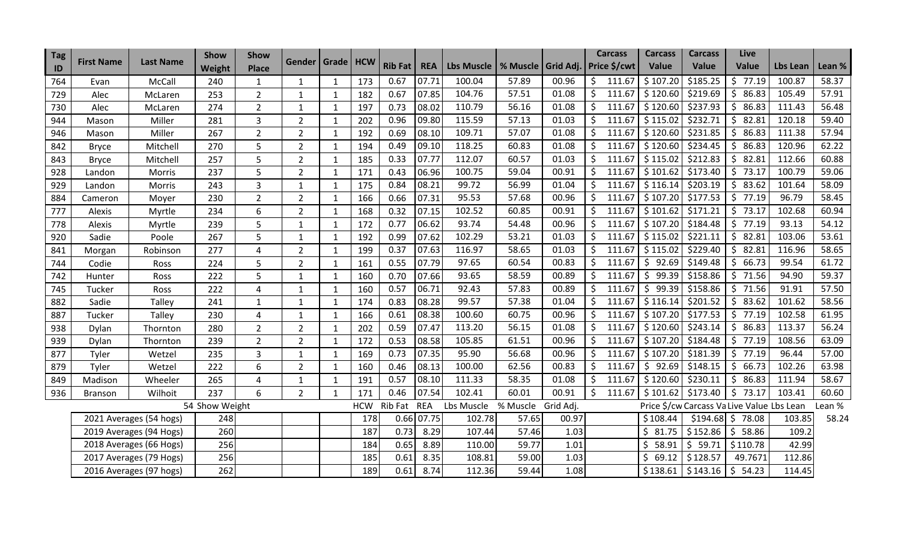| Tag ID | First Name | Last Name | Show Weight | Show Place | Gender | Grade | HCW | Rib Fat | REA | Lbs Muscle | % Muscle | Grid Adj. | Carcass Price $/cwt | Carcass Value | Carcass Value | Live Value | Lbs Lean | Lean % |
|---|---|---|---|---|---|---|---|---|---|---|---|---|---|---|---|---|---|---|
| 764 | Evan | McCall | 240 | 1 | 1 | 1 | 173 | 0.67 | 07.71 | 100.04 | 57.89 | 00.96 | $ 111.67 | $ 107.20 | $185.25 | $ 77.19 | 100.87 | 58.37 |
| 729 | Alec | McLaren | 253 | 2 | 1 | 1 | 182 | 0.67 | 07.85 | 104.76 | 57.51 | 01.08 | $ 111.67 | $ 120.60 | $219.69 | $ 86.83 | 105.49 | 57.91 |
| 730 | Alec | McLaren | 274 | 2 | 1 | 1 | 197 | 0.73 | 08.02 | 110.79 | 56.16 | 01.08 | $ 111.67 | $ 120.60 | $237.93 | $ 86.83 | 111.43 | 56.48 |
| 944 | Mason | Miller | 281 | 3 | 2 | 1 | 202 | 0.96 | 09.80 | 115.59 | 57.13 | 01.03 | $ 111.67 | $ 115.02 | $232.71 | $ 82.81 | 120.18 | 59.40 |
| 946 | Mason | Miller | 267 | 2 | 2 | 1 | 192 | 0.69 | 08.10 | 109.71 | 57.07 | 01.08 | $ 111.67 | $ 120.60 | $231.85 | $ 86.83 | 111.38 | 57.94 |
| 842 | Bryce | Mitchell | 270 | 5 | 2 | 1 | 194 | 0.49 | 09.10 | 118.25 | 60.83 | 01.08 | $ 111.67 | $ 120.60 | $234.45 | $ 86.83 | 120.96 | 62.22 |
| 843 | Bryce | Mitchell | 257 | 5 | 2 | 1 | 185 | 0.33 | 07.77 | 112.07 | 60.57 | 01.03 | $ 111.67 | $ 115.02 | $212.83 | $ 82.81 | 112.66 | 60.88 |
| 928 | Landon | Morris | 237 | 5 | 2 | 1 | 171 | 0.43 | 06.96 | 100.75 | 59.04 | 00.91 | $ 111.67 | $ 101.62 | $173.40 | $ 73.17 | 100.79 | 59.06 |
| 929 | Landon | Morris | 243 | 3 | 1 | 1 | 175 | 0.84 | 08.21 | 99.72 | 56.99 | 01.04 | $ 111.67 | $ 116.14 | $203.19 | $ 83.62 | 101.64 | 58.09 |
| 884 | Cameron | Moyer | 230 | 2 | 2 | 1 | 166 | 0.66 | 07.31 | 95.53 | 57.68 | 00.96 | $ 111.67 | $ 107.20 | $177.53 | $ 77.19 | 96.79 | 58.45 |
| 777 | Alexis | Myrtle | 234 | 6 | 2 | 1 | 168 | 0.32 | 07.15 | 102.52 | 60.85 | 00.91 | $ 111.67 | $ 101.62 | $171.21 | $ 73.17 | 102.68 | 60.94 |
| 778 | Alexis | Myrtle | 239 | 5 | 1 | 1 | 172 | 0.77 | 06.62 | 93.74 | 54.48 | 00.96 | $ 111.67 | $ 107.20 | $184.48 | $ 77.19 | 93.13 | 54.12 |
| 920 | Sadie | Poole | 267 | 5 | 1 | 1 | 192 | 0.99 | 07.62 | 102.29 | 53.21 | 01.03 | $ 111.67 | $ 115.02 | $221.11 | $ 82.81 | 103.06 | 53.61 |
| 841 | Morgan | Robinson | 277 | 4 | 2 | 1 | 199 | 0.37 | 07.63 | 116.97 | 58.65 | 01.03 | $ 111.67 | $ 115.02 | $229.40 | $ 82.81 | 116.96 | 58.65 |
| 744 | Codie | Ross | 224 | 5 | 2 | 1 | 161 | 0.55 | 07.79 | 97.65 | 60.54 | 00.83 | $ 111.67 | $ 92.69 | $149.48 | $ 66.73 | 99.54 | 61.72 |
| 742 | Hunter | Ross | 222 | 5 | 1 | 1 | 160 | 0.70 | 07.66 | 93.65 | 58.59 | 00.89 | $ 111.67 | $ 99.39 | $158.86 | $ 71.56 | 94.90 | 59.37 |
| 745 | Tucker | Ross | 222 | 4 | 1 | 1 | 160 | 0.57 | 06.71 | 92.43 | 57.83 | 00.89 | $ 111.67 | $ 99.39 | $158.86 | $ 71.56 | 91.91 | 57.50 |
| 882 | Sadie | Talley | 241 | 1 | 1 | 1 | 174 | 0.83 | 08.28 | 99.57 | 57.38 | 01.04 | $ 111.67 | $ 116.14 | $201.52 | $ 83.62 | 101.62 | 58.56 |
| 887 | Tucker | Talley | 230 | 4 | 1 | 1 | 166 | 0.61 | 08.38 | 100.60 | 60.75 | 00.96 | $ 111.67 | $ 107.20 | $177.53 | $ 77.19 | 102.58 | 61.95 |
| 938 | Dylan | Thornton | 280 | 2 | 2 | 1 | 202 | 0.59 | 07.47 | 113.20 | 56.15 | 01.08 | $ 111.67 | $ 120.60 | $243.14 | $ 86.83 | 113.37 | 56.24 |
| 939 | Dylan | Thornton | 239 | 2 | 2 | 1 | 172 | 0.53 | 08.58 | 105.85 | 61.51 | 00.96 | $ 111.67 | $ 107.20 | $184.48 | $ 77.19 | 108.56 | 63.09 |
| 877 | Tyler | Wetzel | 235 | 3 | 1 | 1 | 169 | 0.73 | 07.35 | 95.90 | 56.68 | 00.96 | $ 111.67 | $ 107.20 | $181.39 | $ 77.19 | 96.44 | 57.00 |
| 879 | Tyler | Wetzel | 222 | 6 | 2 | 1 | 160 | 0.46 | 08.13 | 100.00 | 62.56 | 00.83 | $ 111.67 | $ 92.69 | $148.15 | $ 66.73 | 102.26 | 63.98 |
| 849 | Madison | Wheeler | 265 | 4 | 1 | 1 | 191 | 0.57 | 08.10 | 111.33 | 58.35 | 01.08 | $ 111.67 | $ 120.60 | $230.11 | $ 86.83 | 111.94 | 58.67 |
| 936 | Branson | Wilhoit | 237 | 6 | 2 | 1 | 171 | 0.46 | 07.54 | 102.41 | 60.01 | 00.91 | $ 111.67 | $ 101.62 | $173.40 | $ 73.17 | 103.41 | 60.60 |
| | | | 54 Show Weight | | | | HCW | Rib Fat | REA | Lbs Muscle | % Muscle | Grid Adj. | | Price $/cw | Carcass Va | Live Value | Lbs Lean | Lean % |
| | 2021 Averages (54 hogs) | | 248 | | | | 178 | 0.66 | 07.75 | 102.78 | 57.65 | 00.97 | | $108.44 | $194.68 | $ 78.08 | 103.85 | 58.24 |
| | 2019 Averages (94 Hogs) | | 260 | | | | 187 | 0.73 | 8.29 | 107.44 | 57.46 | 1.03 | | $ 81.75 | $152.86 | $ 58.86 | 109.2 | |
| | 2018 Averages (66 Hogs) | | 256 | | | | 184 | 0.65 | 8.89 | 110.00 | 59.77 | 1.01 | | $ 58.91 | $ 59.71 | $110.78 | 42.99 | |
| | 2017 Averages (79 Hogs) | | 256 | | | | 185 | 0.61 | 8.35 | 108.81 | 59.00 | 1.03 | | $ 69.12 | $128.57 | 49.7671 | 112.86 | |
| | 2016 Averages (97 hogs) | | 262 | | | | 189 | 0.61 | 8.74 | 112.36 | 59.44 | 1.08 | | $138.61 | $143.16 | $ 54.23 | 114.45 | |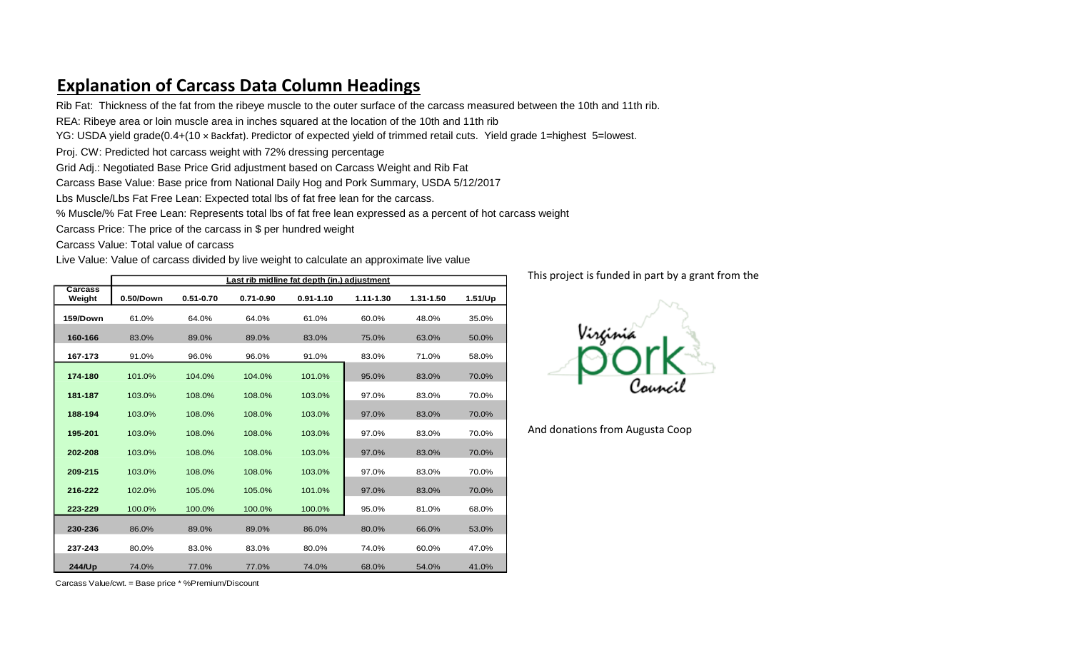## Explanation of Carcass Data Column Headings

Rib Fat: Thickness of the fat from the ribeye muscle to the outer surface of the carcass measured between the 10th and 11th rib.

REA: Ribeye area or loin muscle area in inches squared at the location of the 10th and 11th rib

YG: USDA yield grade(0.4+(10 × Backfat). Predictor of expected yield of trimmed retail cuts. Yield grade 1=highest 5=lowest.

Proj. CW: Predicted hot carcass weight with 72% dressing percentage

Grid Adj.: Negotiated Base Price Grid adjustment based on Carcass Weight and Rib Fat

Carcass Base Value: Base price from National Daily Hog and Pork Summary, USDA 5/12/2017

Lbs Muscle/Lbs Fat Free Lean: Expected total lbs of fat free lean for the carcass.

% Muscle/% Fat Free Lean: Represents total lbs of fat free lean expressed as a percent of hot carcass weight

Carcass Price: The price of the carcass in $ per hundred weight

Carcass Value: Total value of carcass

Live Value: Value of carcass divided by live weight to calculate an approximate live value

| | Last rib midline fat depth (in.) adjustment | | | | | | |
|---|---|---|---|---|---|---|---|
| **Carcass Weight** | **0.50/Down** | **0.51-0.70** | **0.71-0.90** | **0.91-1.10** | **1.11-1.30** | **1.31-1.50** | **1.51/Up** |
| **159/Down** | 61.0% | 64.0% | 64.0% | 61.0% | 60.0% | 48.0% | 35.0% |
| **160-166** | 83.0% | 89.0% | 89.0% | 83.0% | 75.0% | 63.0% | 50.0% |
| **167-173** | 91.0% | 96.0% | 96.0% | 91.0% | 83.0% | 71.0% | 58.0% |
| **174-180** | 101.0% | 104.0% | 104.0% | 101.0% | 95.0% | 83.0% | 70.0% |
| **181-187** | 103.0% | 108.0% | 108.0% | 103.0% | 97.0% | 83.0% | 70.0% |
| **188-194** | 103.0% | 108.0% | 108.0% | 103.0% | 97.0% | 83.0% | 70.0% |
| **195-201** | 103.0% | 108.0% | 108.0% | 103.0% | 97.0% | 83.0% | 70.0% |
| **202-208** | 103.0% | 108.0% | 108.0% | 103.0% | 97.0% | 83.0% | 70.0% |
| **209-215** | 103.0% | 108.0% | 108.0% | 103.0% | 97.0% | 83.0% | 70.0% |
| **216-222** | 102.0% | 105.0% | 105.0% | 101.0% | 97.0% | 83.0% | 70.0% |
| **223-229** | 100.0% | 100.0% | 100.0% | 100.0% | 95.0% | 81.0% | 68.0% |
| **230-236** | 86.0% | 89.0% | 89.0% | 86.0% | 80.0% | 66.0% | 53.0% |
| **237-243** | 80.0% | 83.0% | 83.0% | 80.0% | 74.0% | 60.0% | 47.0% |
| **244/Up** | 74.0% | 77.0% | 77.0% | 74.0% | 68.0% | 54.0% | 41.0% |

Carcass Value/cwt. = Base price * %Premium/Discount

This project is funded in part by a grant from the

Virginia pork Council

And donations from Augusta Coop